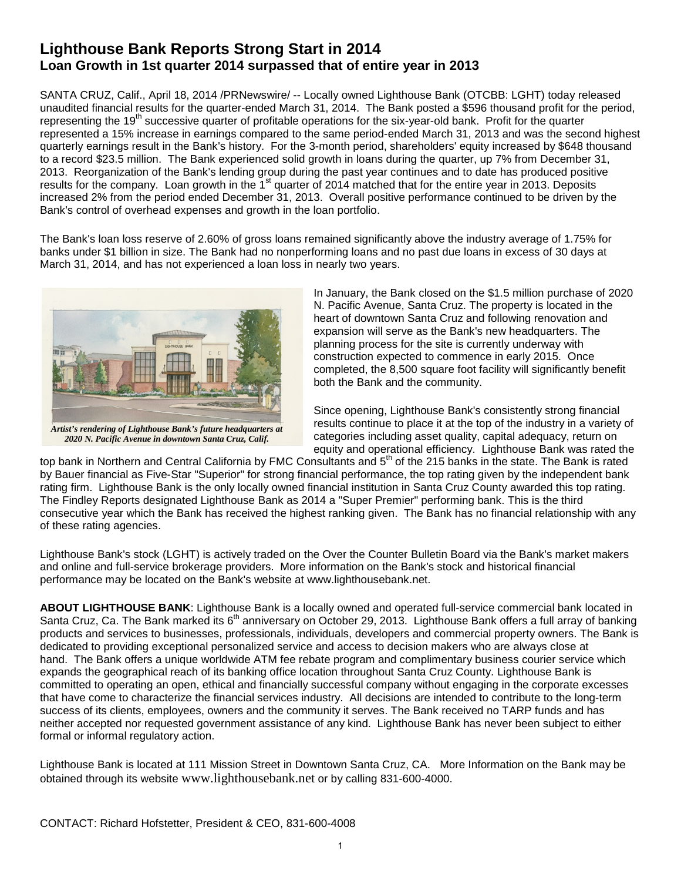# Lighthouse Bank Reports Strong Start in 2014

## Loan Growth in 1st quarter 2014 surpassed that of entire year in 2013

SANTA CRUZ, Calif., April 18, 2014 /PRNewswire/ -- Locally owned Lighthouse Bank (OTCBB: LGHT) today released unaudited financial results for the quarter-ended March 31, 2014. The Bank posted a $596 thousand profit for the period, representing the 19th successive quarter of profitable operations for the six-year-old bank. Profit for the quarter represented a 15% increase in earnings compared to the same period-ended March 31, 2013 and was the second highest quarterly earnings result in the Bank's history. For the 3-month period, shareholders' equity increased by $648 thousand to a record $23.5 million. The Bank experienced solid growth in loans during the quarter, up 7% from December 31, 2013. Reorganization of the Bank's lending group during the past year continues and to date has produced positive results for the company. Loan growth in the 1st quarter of 2014 matched that for the entire year in 2013. Deposits increased 2% from the period ended December 31, 2013. Overall positive performance continued to be driven by the Bank's control of overhead expenses and growth in the loan portfolio.

The Bank's loan loss reserve of 2.60% of gross loans remained significantly above the industry average of 1.75% for banks under $1 billion in size. The Bank had no nonperforming loans and no past due loans in excess of 30 days at March 31, 2014, and has not experienced a loan loss in nearly two years.

*Artist's rendering of Lighthouse Bank's future headquarters at 2020 N. Pacific Avenue in downtown Santa Cruz, Calif.*

In January, the Bank closed on the $1.5 million purchase of 2020 N. Pacific Avenue, Santa Cruz. The property is located in the heart of downtown Santa Cruz and following renovation and expansion will serve as the Bank's new headquarters. The planning process for the site is currently underway with construction expected to commence in early 2015. Once completed, the 8,500 square foot facility will significantly benefit both the Bank and the community.

Since opening, Lighthouse Bank's consistently strong financial results continue to place it at the top of the industry in a variety of categories including asset quality, capital adequacy, return on equity and operational efficiency. Lighthouse Bank was rated the top bank in Northern and Central California by FMC Consultants and 5th of the 215 banks in the state. The Bank is rated by Bauer financial as Five-Star "Superior" for strong financial performance, the top rating given by the independent bank rating firm. Lighthouse Bank is the only locally owned financial institution in Santa Cruz County awarded this top rating. The Findley Reports designated Lighthouse Bank as 2014 a "Super Premier" performing bank. This is the third consecutive year which the Bank has received the highest ranking given. The Bank has no financial relationship with any of these rating agencies.

Lighthouse Bank's stock (LGHT) is actively traded on the Over the Counter Bulletin Board via the Bank's market makers and online and full-service brokerage providers. More information on the Bank's stock and historical financial performance may be located on the Bank's website at www.lighthousebank.net.

**ABOUT LIGHTHOUSE BANK**: Lighthouse Bank is a locally owned and operated full-service commercial bank located in Santa Cruz, Ca. The Bank marked its 6th anniversary on October 29, 2013. Lighthouse Bank offers a full array of banking products and services to businesses, professionals, individuals, developers and commercial property owners. The Bank is dedicated to providing exceptional personalized service and access to decision makers who are always close at hand. The Bank offers a unique worldwide ATM fee rebate program and complimentary business courier service which expands the geographical reach of its banking office location throughout Santa Cruz County. Lighthouse Bank is committed to operating an open, ethical and financially successful company without engaging in the corporate excesses that have come to characterize the financial services industry. All decisions are intended to contribute to the long-term success of its clients, employees, owners and the community it serves. The Bank received no TARP funds and has neither accepted nor requested government assistance of any kind. Lighthouse Bank has never been subject to either formal or informal regulatory action.

Lighthouse Bank is located at 111 Mission Street in Downtown Santa Cruz, CA. More Information on the Bank may be obtained through its website www.lighthousebank.net or by calling 831-600-4000.

CONTACT: Richard Hofstetter, President & CEO, 831-600-4008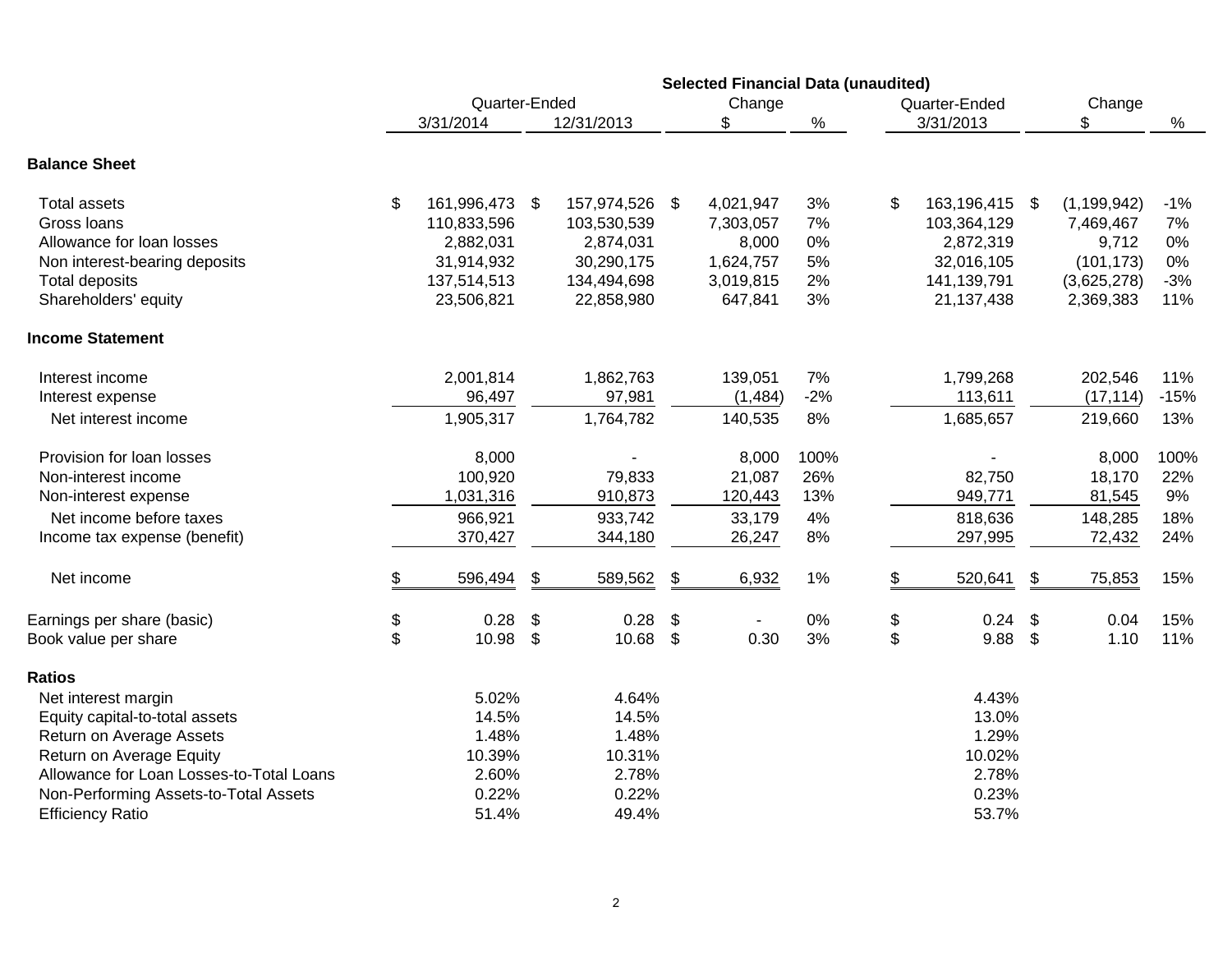# Selected Financial Data (unaudited)

| | Quarter-Ended 3/31/2014 | Quarter-Ended 12/31/2013 | Change $ | Change % | Quarter-Ended 3/31/2013 | Change $ | Change % |
|---|---|---|---|---|---|---|---|
| **Balance Sheet** | | | | | | | |
| Total assets | $ 161,996,473 | $ 157,974,526 | $ 4,021,947 | 3% | $ 163,196,415 | $ (1,199,942) | -1% |
| Gross loans | 110,833,596 | 103,530,539 | 7,303,057 | 7% | 103,364,129 | 7,469,467 | 7% |
| Allowance for loan losses | 2,882,031 | 2,874,031 | 8,000 | 0% | 2,872,319 | 9,712 | 0% |
| Non interest-bearing deposits | 31,914,932 | 30,290,175 | 1,624,757 | 5% | 32,016,105 | (101,173) | 0% |
| Total deposits | 137,514,513 | 134,494,698 | 3,019,815 | 2% | 141,139,791 | (3,625,278) | -3% |
| Shareholders' equity | 23,506,821 | 22,858,980 | 647,841 | 3% | 21,137,438 | 2,369,383 | 11% |
| **Income Statement** | | | | | | | |
| Interest income | 2,001,814 | 1,862,763 | 139,051 | 7% | 1,799,268 | 202,546 | 11% |
| Interest expense | 96,497 | 97,981 | (1,484) | -2% | 113,611 | (17,114) | -15% |
| Net interest income | 1,905,317 | 1,764,782 | 140,535 | 8% | 1,685,657 | 219,660 | 13% |
| Provision for loan losses | 8,000 | - | 8,000 | 100% | - | 8,000 | 100% |
| Non-interest income | 100,920 | 79,833 | 21,087 | 26% | 82,750 | 18,170 | 22% |
| Non-interest expense | 1,031,316 | 910,873 | 120,443 | 13% | 949,771 | 81,545 | 9% |
| Net income before taxes | 966,921 | 933,742 | 33,179 | 4% | 818,636 | 148,285 | 18% |
| Income tax expense (benefit) | 370,427 | 344,180 | 26,247 | 8% | 297,995 | 72,432 | 24% |
| Net income | $ 596,494 | $ 589,562 | $ 6,932 | 1% | $ 520,641 | $ 75,853 | 15% |
| Earnings per share (basic) | $ 0.28 | $ 0.28 | $ - | 0% | $ 0.24 | $ 0.04 | 15% |
| Book value per share | $ 10.98 | $ 10.68 | $ 0.30 | 3% | $ 9.88 | $ 1.10 | 11% |
| **Ratios** | | | | | | | |
| Net interest margin | 5.02% | 4.64% | | | 4.43% | | |
| Equity capital-to-total assets | 14.5% | 14.5% | | | 13.0% | | |
| Return on Average Assets | 1.48% | 1.48% | | | 1.29% | | |
| Return on Average Equity | 10.39% | 10.31% | | | 10.02% | | |
| Allowance for Loan Losses-to-Total Loans | 2.60% | 2.78% | | | 2.78% | | |
| Non-Performing Assets-to-Total Assets | 0.22% | 0.22% | | | 0.23% | | |
| Efficiency Ratio | 51.4% | 49.4% | | | 53.7% | | |